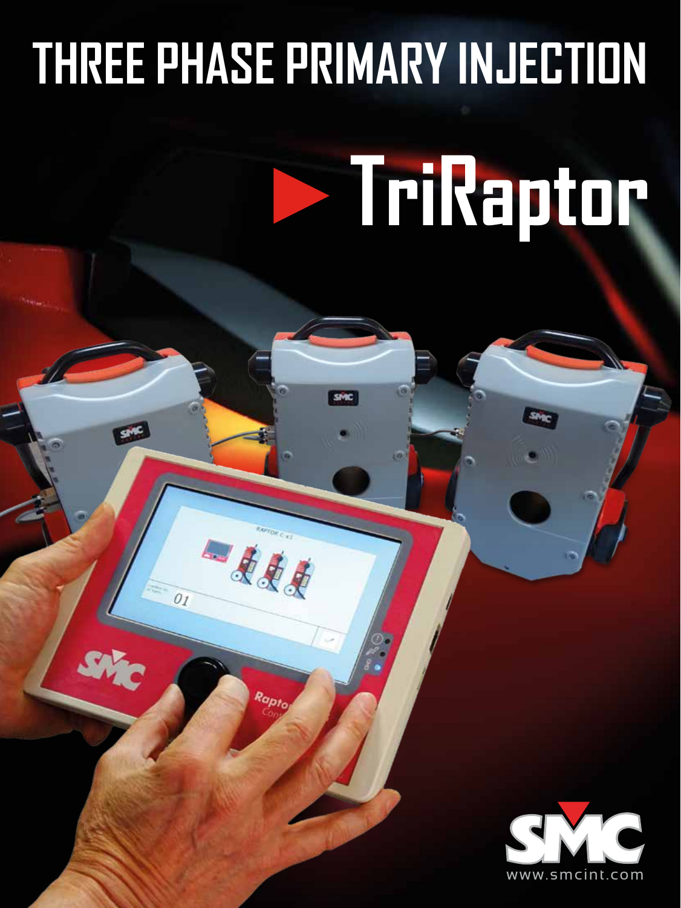# THREE PHASE PRIMARY INJECTION

## ► TriRaptor

www.smcint.com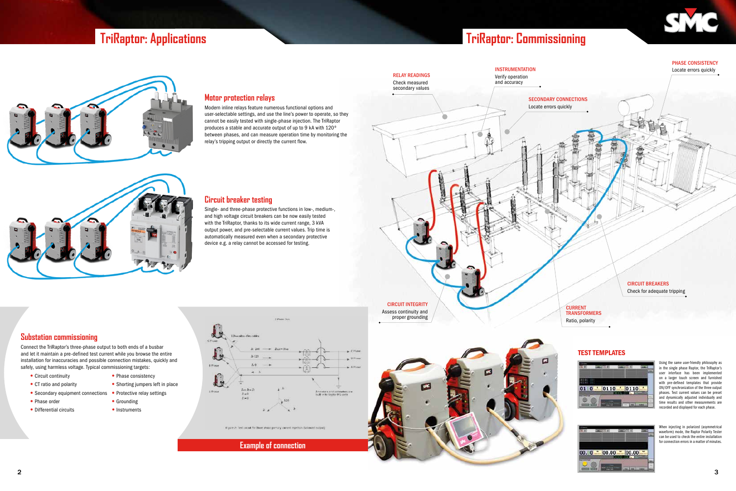# TriRaptor: Applications

## Motor protection relays

Modern inline relays feature numerous functional options and user-selectable settings, and use the line's power to operate, so they cannot be easily tested with single-phase injection. The TriRaptor produces a stable and accurate output of up to 9 kA with 120° between phases, and can measure operation time by monitoring the relay's tripping output or directly the current flow.

## Circuit breaker testing

Single- and three-phase protective functions in low-, medium-, and high voltage circuit breakers can be now easily tested with the TriRaptor, thanks to its wide current range, 3 kVA output power, and pre-selectable current values. Trip time is automatically measured even when a secondary protective device e.g. a relay cannot be accessed for testing.

## Substation commissioning

Connect the TriRaptor's three-phase output to both ends of a busbar and let it maintain a pre-defined test current while you browse the entire installation for inaccuracies and possible connection mistakes, quickly and safely, using harmless voltage. Typical commissioning targets:

- Circuit continuity
- CT ratio and polarity
- Secondary equipment connections
- Phase order
- Differential circuits
- Phase consistency
- Shorting jumpers left in place
- Protective relay settings
- Grounding
- Instruments

Figure A: Test circuit for three phase primary current injection (balanced output)

**Example of connection**

# TriRaptor: Commissioning

**RELAY READINGS**
Check measured secondary values

**INSTRUMENTATION**
Verify operation and accuracy

**SECONDARY CONNECTIONS**
Locate errors quickly

**PHASE CONSISTENCY**
Locate errors quickly

**CIRCUIT BREAKERS**
Check for adequate tripping

**CIRCUIT INTEGRITY**
Assess continuity and proper grounding

**CURRENT TRANSFORMERS**
Ratio, polarity

## TEST TEMPLATES

Using the same user-friendly philosophy as in the single phase Raptor, the TriRaptor's user interface has been implemented on a larger touch screen and furnished with pre-defined templates that provide ON/OFF synchronization of the three output phases. Test current values can be preset and dynamically adjusted individually and time results and other measurements are recorded and displayed for each phase.

When injecting in polarized (asymmetrical waveform) mode, the Raptor Polarity Tester can be used to check the entire installation for connection errors in a matter of minutes.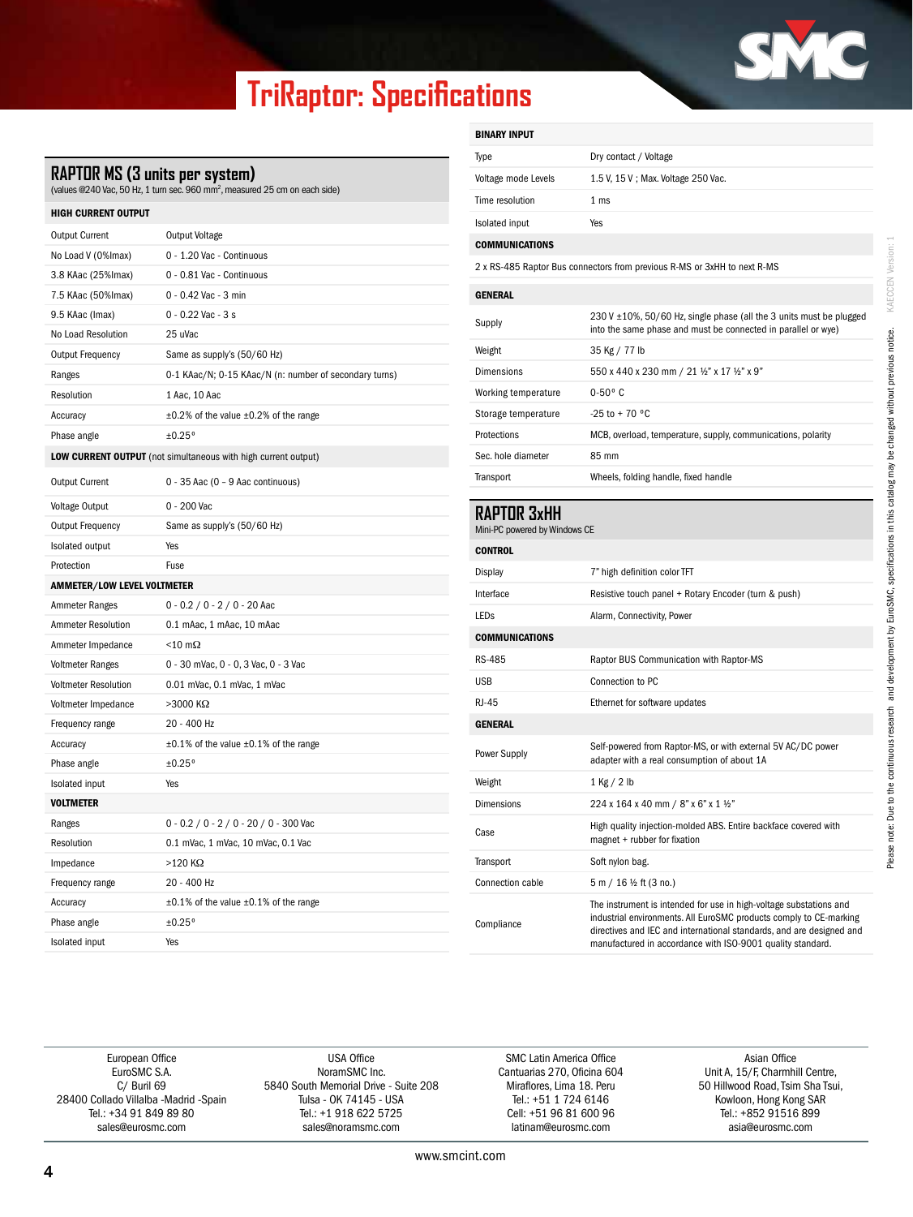# TriRaptor: Specifications

## RAPTOR MS (3 units per system)

(values @240 Vac, 50 Hz, 1 turn sec. 960 mm², measured 25 cm on each side)

| | |
|---|---|
| **HIGH CURRENT OUTPUT** | |
| Output Current | Output Voltage |
| No Load V (0%Imax) | 0 - 1.20 Vac - Continuous |
| 3.8 KAac (25%Imax) | 0 - 0.81 Vac - Continuous |
| 7.5 KAac (50%Imax) | 0 - 0.42 Vac - 3 min |
| 9.5 KAac (Imax) | 0 - 0.22 Vac - 3 s |
| No Load Resolution | 25 uVac |
| Output Frequency | Same as supply's (50/60 Hz) |
| Ranges | 0-1 KAac/N; 0-15 KAac/N (n: number of secondary turns) |
| Resolution | 1 Aac, 10 Aac |
| Accuracy | ±0.2% of the value ±0.2% of the range |
| Phase angle | ±0.25° |
| **LOW CURRENT OUTPUT** (not simultaneous with high current output) | |
| Output Current | 0 - 35 Aac (0 – 9 Aac continuous) |
| Voltage Output | 0 - 200 Vac |
| Output Frequency | Same as supply's (50/60 Hz) |
| Isolated output | Yes |
| Protection | Fuse |
| **AMMETER/LOW LEVEL VOLTMETER** | |
| Ammeter Ranges | 0 - 0.2 / 0 - 2 / 0 - 20 Aac |
| Ammeter Resolution | 0.1 mAac, 1 mAac, 10 mAac |
| Ammeter Impedance | <10 mΩ |
| Voltmeter Ranges | 0 - 30 mVac, 0 - 0, 3 Vac, 0 - 3 Vac |
| Voltmeter Resolution | 0.01 mVac, 0.1 mVac, 1 mVac |
| Voltmeter Impedance | >3000 KΩ |
| Frequency range | 20 - 400 Hz |
| Accuracy | ±0.1% of the value ±0.1% of the range |
| Phase angle | ±0.25° |
| Isolated input | Yes |
| **VOLTMETER** | |
| Ranges | 0 - 0.2 / 0 - 2 / 0 - 20 / 0 - 300 Vac |
| Resolution | 0.1 mVac, 1 mVac, 10 mVac, 0.1 Vac |
| Impedance | >120 KΩ |
| Frequency range | 20 - 400 Hz |
| Accuracy | ±0.1% of the value ±0.1% of the range |
| Phase angle | ±0.25° |
| Isolated input | Yes |
| **BINARY INPUT** | |
| Type | Dry contact / Voltage |
| Voltage mode Levels | 1.5 V, 15 V ; Max. Voltage 250 Vac. |
| Time resolution | 1 ms |
| Isolated input | Yes |
| **COMMUNICATIONS** | |
| 2 x RS-485 Raptor Bus connectors from previous R-MS or 3xHH to next R-MS | |
| **GENERAL** | |
| Supply | 230 V ±10%, 50/60 Hz, single phase (all the 3 units must be plugged into the same phase and must be connected in parallel or wye) |
| Weight | 35 Kg / 77 lb |
| Dimensions | 550 x 440 x 230 mm / 21 ½" x 17 ½" x 9" |
| Working temperature | 0-50° C |
| Storage temperature | -25 to + 70 °C |
| Protections | MCB, overload, temperature, supply, communications, polarity |
| Sec. hole diameter | 85 mm |
| Transport | Wheels, folding handle, fixed handle |

## RAPTOR 3xHH

Mini-PC powered by Windows CE

| | |
|---|---|
| **CONTROL** | |
| Display | 7" high definition color TFT |
| Interface | Resistive touch panel + Rotary Encoder (turn & push) |
| LEDs | Alarm, Connectivity, Power |
| **COMMUNICATIONS** | |
| RS-485 | Raptor BUS Communication with Raptor-MS |
| USB | Connection to PC |
| RJ-45 | Ethernet for software updates |
| **GENERAL** | |
| Power Supply | Self-powered from Raptor-MS, or with external 5V AC/DC power adapter with a real consumption of about 1A |
| Weight | 1 Kg / 2 lb |
| Dimensions | 224 x 164 x 40 mm / 8" x 6" x 1 ½" |
| Case | High quality injection-molded ABS. Entire backface covered with magnet + rubber for fixation |
| Transport | Soft nylon bag. |
| Connection cable | 5 m / 16 ½ ft (3 no.) |
| Compliance | The instrument is intended for use in high-voltage substations and industrial environments. All EuroSMC products comply to CE-marking directives and IEC and international standards, and are designed and manufactured in accordance with ISO-9001 quality standard. |

Please note: Due to the continuous research and development by EuroSMC, specifications in this catalog may be changed without previous notice.

KAECCEN Version: 1

European Office
EuroSMC S.A.
C/ Buril 69
28400 Collado Villalba -Madrid -Spain
Tel.: +34 91 849 89 80
sales@eurosmc.com

USA Office
NoramSMC Inc.
5840 South Memorial Drive - Suite 208
Tulsa - OK 74145 - USA
Tel.: +1 918 622 5725
sales@noramsmc.com

SMC Latin America Office
Cantuarias 270, Oficina 604
Miraflores, Lima 18. Peru
Tel.: +51 1 724 6146
Cell: +51 96 81 600 96
latinam@eurosmc.com

Asian Office
Unit A, 15/F, Charmhill Centre,
50 Hillwood Road, Tsim Sha Tsui,
Kowloon, Hong Kong SAR
Tel.: +852 91516 899
asia@eurosmc.com

www.smcint.com